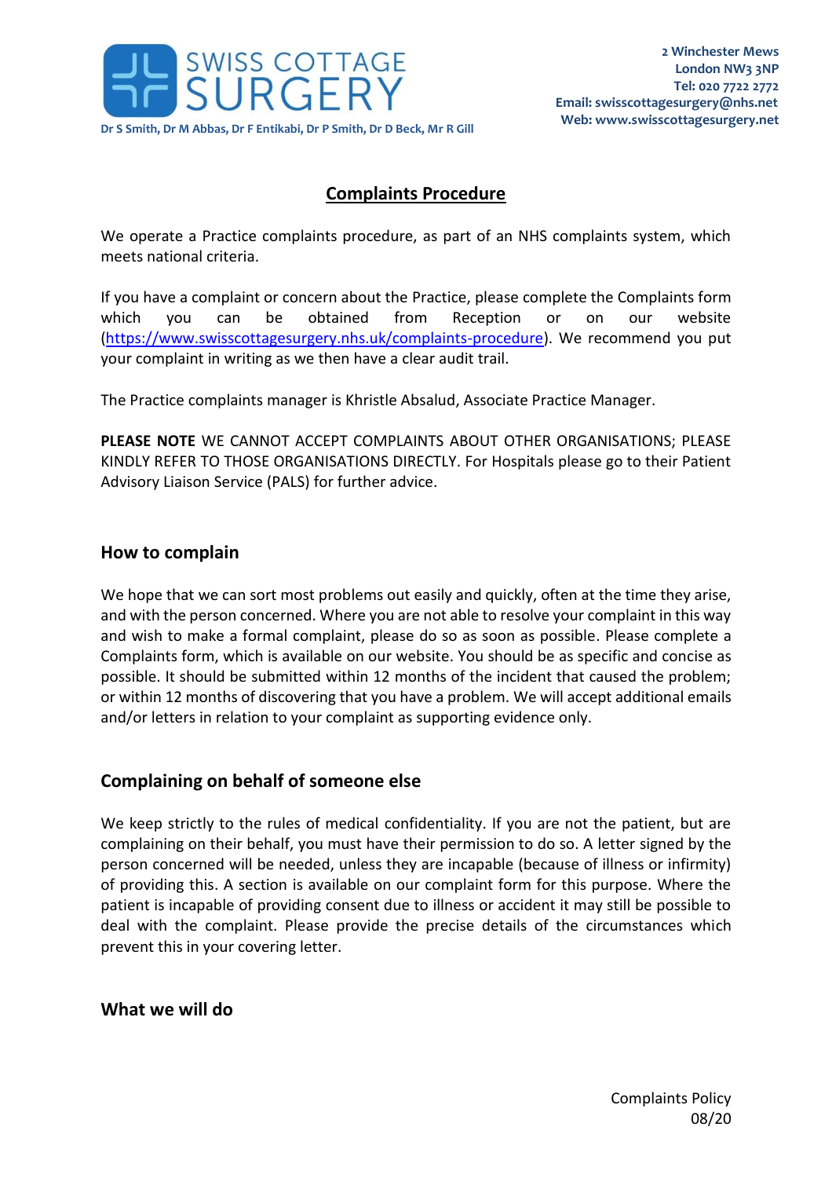SWISS COTTAGE SURGERY

Dr S Smith, Dr M Abbas, Dr F Entikabi, Dr P Smith, Dr D Beck, Mr R Gill

**2 Winchester Mews**
**London NW3 3NP**
**Tel: 020 7722 2772**
**Email: swisscottagesurgery@nhs.net**
**Web: www.swisscottagesurgery.net**

# Complaints Procedure

We operate a Practice complaints procedure, as part of an NHS complaints system, which meets national criteria.

If you have a complaint or concern about the Practice, please complete the Complaints form which you can be obtained from Reception or on our website (https://www.swisscottagesurgery.nhs.uk/complaints-procedure). We recommend you put your complaint in writing as we then have a clear audit trail.

The Practice complaints manager is Khristle Absalud, Associate Practice Manager.

**PLEASE NOTE** WE CANNOT ACCEPT COMPLAINTS ABOUT OTHER ORGANISATIONS; PLEASE KINDLY REFER TO THOSE ORGANISATIONS DIRECTLY. For Hospitals please go to their Patient Advisory Liaison Service (PALS) for further advice.

## How to complain

We hope that we can sort most problems out easily and quickly, often at the time they arise, and with the person concerned. Where you are not able to resolve your complaint in this way and wish to make a formal complaint, please do so as soon as possible. Please complete a Complaints form, which is available on our website. You should be as specific and concise as possible. It should be submitted within 12 months of the incident that caused the problem; or within 12 months of discovering that you have a problem. We will accept additional emails and/or letters in relation to your complaint as supporting evidence only.

## Complaining on behalf of someone else

We keep strictly to the rules of medical confidentiality. If you are not the patient, but are complaining on their behalf, you must have their permission to do so. A letter signed by the person concerned will be needed, unless they are incapable (because of illness or infirmity) of providing this. A section is available on our complaint form for this purpose. Where the patient is incapable of providing consent due to illness or accident it may still be possible to deal with the complaint. Please provide the precise details of the circumstances which prevent this in your covering letter.

## What we will do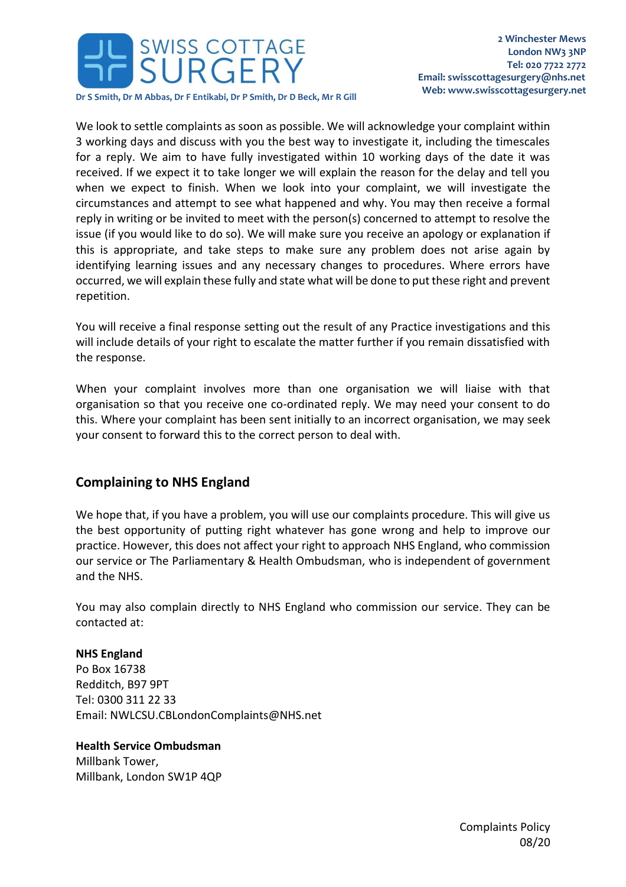We look to settle complaints as soon as possible. We will acknowledge your complaint within 3 working days and discuss with you the best way to investigate it, including the timescales for a reply. We aim to have fully investigated within 10 working days of the date it was received. If we expect it to take longer we will explain the reason for the delay and tell you when we expect to finish. When we look into your complaint, we will investigate the circumstances and attempt to see what happened and why. You may then receive a formal reply in writing or be invited to meet with the person(s) concerned to attempt to resolve the issue (if you would like to do so). We will make sure you receive an apology or explanation if this is appropriate, and take steps to make sure any problem does not arise again by identifying learning issues and any necessary changes to procedures. Where errors have occurred, we will explain these fully and state what will be done to put these right and prevent repetition.

You will receive a final response setting out the result of any Practice investigations and this will include details of your right to escalate the matter further if you remain dissatisfied with the response.

When your complaint involves more than one organisation we will liaise with that organisation so that you receive one co-ordinated reply. We may need your consent to do this. Where your complaint has been sent initially to an incorrect organisation, we may seek your consent to forward this to the correct person to deal with.

## Complaining to NHS England

We hope that, if you have a problem, you will use our complaints procedure. This will give us the best opportunity of putting right whatever has gone wrong and help to improve our practice. However, this does not affect your right to approach NHS England, who commission our service or The Parliamentary & Health Ombudsman, who is independent of government and the NHS.

You may also complain directly to NHS England who commission our service. They can be contacted at:

**NHS England**
Po Box 16738
Redditch, B97 9PT
Tel: 0300 311 22 33
Email: NWLCSU.CBLondonComplaints@NHS.net

**Health Service Ombudsman**
Millbank Tower,
Millbank, London SW1P 4QP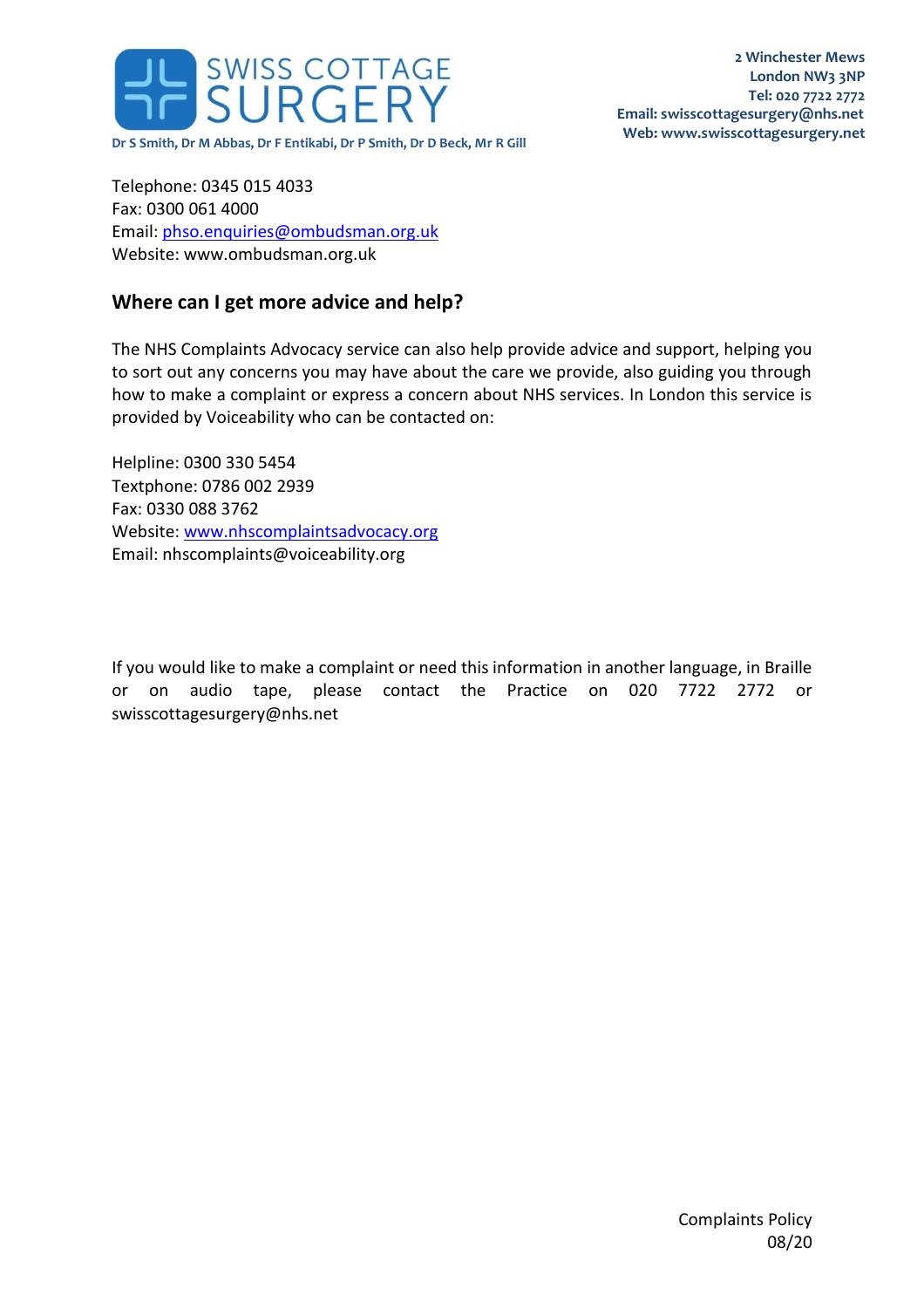Telephone: 0345 015 4033
Fax: 0300 061 4000
Email: phso.enquiries@ombudsman.org.uk
Website: www.ombudsman.org.uk

## Where can I get more advice and help?

The NHS Complaints Advocacy service can also help provide advice and support, helping you to sort out any concerns you may have about the care we provide, also guiding you through how to make a complaint or express a concern about NHS services. In London this service is provided by Voiceability who can be contacted on:

Helpline: 0300 330 5454
Textphone: 0786 002 2939
Fax: 0330 088 3762
Website: www.nhscomplaintsadvocacy.org
Email: nhscomplaints@voiceability.org

If you would like to make a complaint or need this information in another language, in Braille or on audio tape, please contact the Practice on 020 7722 2772 or swisscottagesurgery@nhs.net